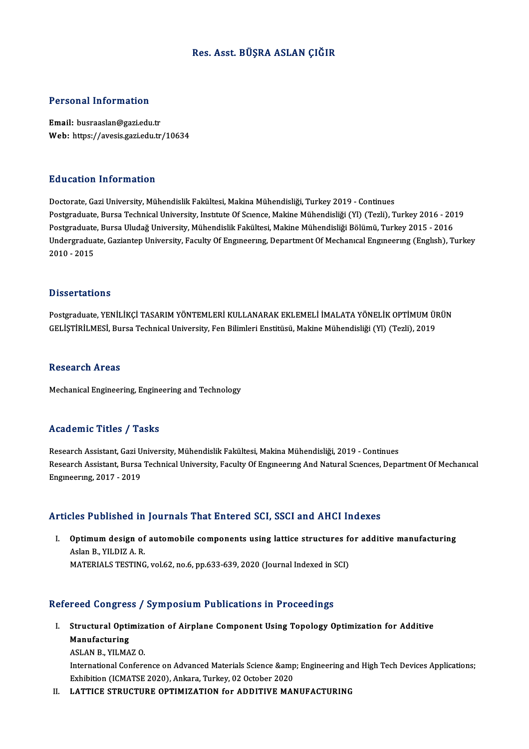# Res. Asst. BÜŞRA ASLAN ÇIĞIR

## Personal Information

**Email:** busraaslan@gazi.edu.tr
**Web:** https://avesis.gazi.edu.tr/10634

## Education Information

Doctorate, Gazi University, Mühendislik Fakültesi, Makina Mühendisliği, Turkey 2019 - Continues
Postgraduate, Bursa Technical University, Institute Of Science, Makine Mühendisliği (Yl) (Tezli), Turkey 2016 - 2019
Postgraduate, Bursa Uludağ University, Mühendislik Fakültesi, Makine Mühendisliği Bölümü, Turkey 2015 - 2016
Undergraduate, Gaziantep University, Faculty Of Engineering, Department Of Mechanical Engineering (English), Turkey 2010 - 2015

## Dissertations

Postgraduate, YENİLİKÇİ TASARIM YÖNTEMLERİ KULLANARAK EKLEMELİ İMALATA YÖNELİK OPTİMUM ÜRÜN GELİŞTİRİLMESİ, Bursa Technical University, Fen Bilimleri Enstitüsü, Makine Mühendisliği (Yl) (Tezli), 2019

## Research Areas

Mechanical Engineering, Engineering and Technology

## Academic Titles / Tasks

Research Assistant, Gazi University, Mühendislik Fakültesi, Makina Mühendisliği, 2019 - Continues
Research Assistant, Bursa Technical University, Faculty Of Engineering And Natural Sciences, Department Of Mechanical Engineering, 2017 - 2019

## Articles Published in Journals That Entered SCI, SSCI and AHCI Indexes

I. **Optimum design of automobile components using lattice structures for additive manufacturing**
Aslan B., YILDIZ A. R.
MATERIALS TESTING, vol.62, no.6, pp.633-639, 2020 (Journal Indexed in SCI)

## Refereed Congress / Symposium Publications in Proceedings

I. **Structural Optimization of Airplane Component Using Topology Optimization for Additive Manufacturing**
ASLAN B., YILMAZ O.
International Conference on Advanced Materials Science &amp; Engineering and High Tech Devices Applications; Exhibition (ICMATSE 2020), Ankara, Turkey, 02 October 2020

II. **LATTICE STRUCTURE OPTIMIZATION for ADDITIVE MANUFACTURING**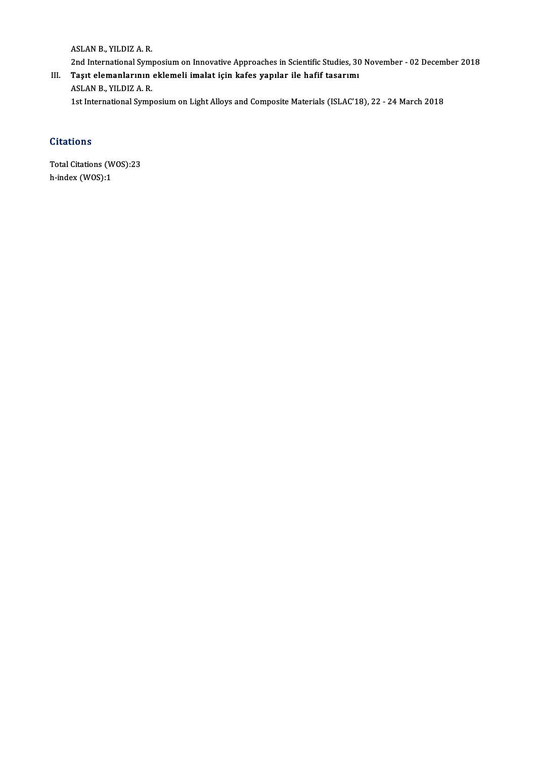ASLAN B., YILDIZ A. R.

2nd International Symposium on Innovative Approaches in Scientific Studies, 30 November - 02 December 2018

III. **Taşıt elemanlarının eklemeli imalat için kafes yapılar ile hafif tasarımı**

ASLAN B., YILDIZ A. R.

1st International Symposium on Light Alloys and Composite Materials (ISLAC'18), 22 - 24 March 2018

## Citations

Total Citations (WOS):23

h-index (WOS):1